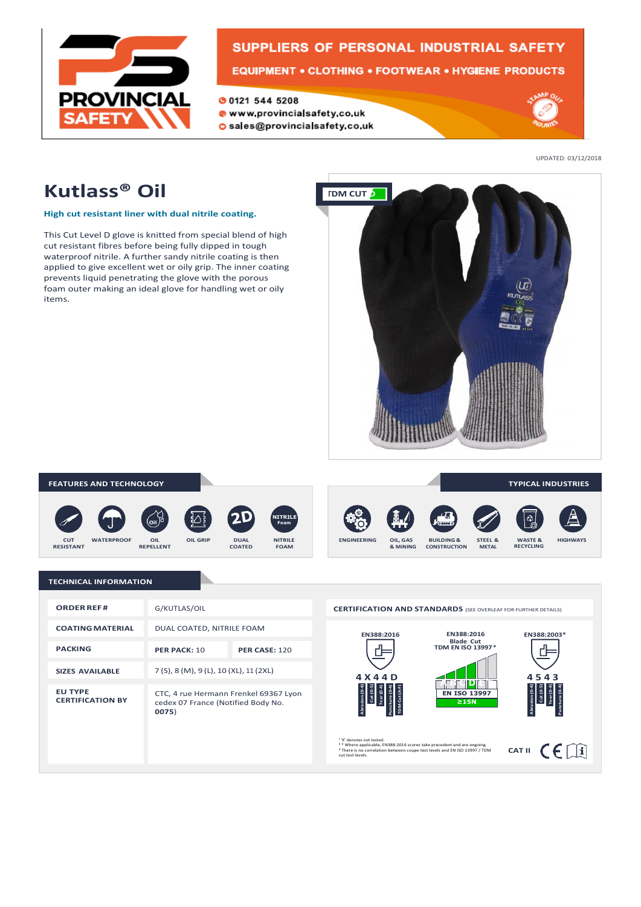PROVINCIAL SAFETY

SUPPLIERS OF PERSONAL INDUSTRIAL SAFETY

EQUIPMENT • CLOTHING • FOOTWEAR • HYGIENE PRODUCTS

0121 544 5208
www.provincialsafety.co.uk
sales@provincialsafety.co.uk

STAMP OUT INJURIES

UPDATED: 03/12/2018

# Kutlass® Oil

**High cut resistant liner with dual nitrile coating.**

This Cut Level D glove is knitted from special blend of high cut resistant fibres before being fully dipped in tough waterproof nitrile. A further sandy nitrile coating is then applied to give excellent wet or oily grip. The inner coating prevents liquid penetrating the glove with the porous foam outer making an ideal glove for handling wet or oily items.

TDM CUT D

## FEATURES AND TECHNOLOGY

- CUT RESISTANT
- WATERPROOF
- OIL REPELLENT
- OIL GRIP
- DUAL COATED
- NITRILE FOAM

## TYPICAL INDUSTRIES

- ENGINEERING
- OIL, GAS & MINING
- BUILDING & CONSTRUCTION
- STEEL & METAL
- WASTE & RECYCLING
- HIGHWAYS

## TECHNICAL INFORMATION

| | | |
|---|---|---|
| **ORDER REF#** | G/KUTLAS/OIL | |
| **COATING MATERIAL** | DUAL COATED, NITRILE FOAM | |
| **PACKING** | **PER PACK:** 10 | **PER CASE:** 120 |
| **SIZES AVAILABLE** | 7 (S), 8 (M), 9 (L), 10 (XL), 11 (2XL) | |
| **EU TYPE CERTIFICATION BY** | CTC, 4 rue Hermann Frenkel 69367 Lyon cedex 07 France (Notified Body No. **0075**) | |

### CERTIFICATION AND STANDARDS (SEE OVERLEAF FOR FURTHER DETAILS)

**EN388:2016**
4 X 4 4 D
Abrasion (0-4) | Cut (0-5) | Tear (0-4) | Puncture (0-4) | TDM Cut (A-F)

**EN388:2016 Blade Cut TDM EN ISO 13997***
A B C D E F
EN ISO 13997
≥15N

**EN388:2003***
4 5 4 3
Abrasion (0-4) | Cut (0-5) | Tear (0-4) | Puncture (0-4)

¹ 'X' denotes not tested.
² * Where applicable, EN388:2016 scores take precedent and are ongoing.
³ There is no correlation between coupe test levels and EN ISO 13997 / TDM cut test levels.

CAT II CE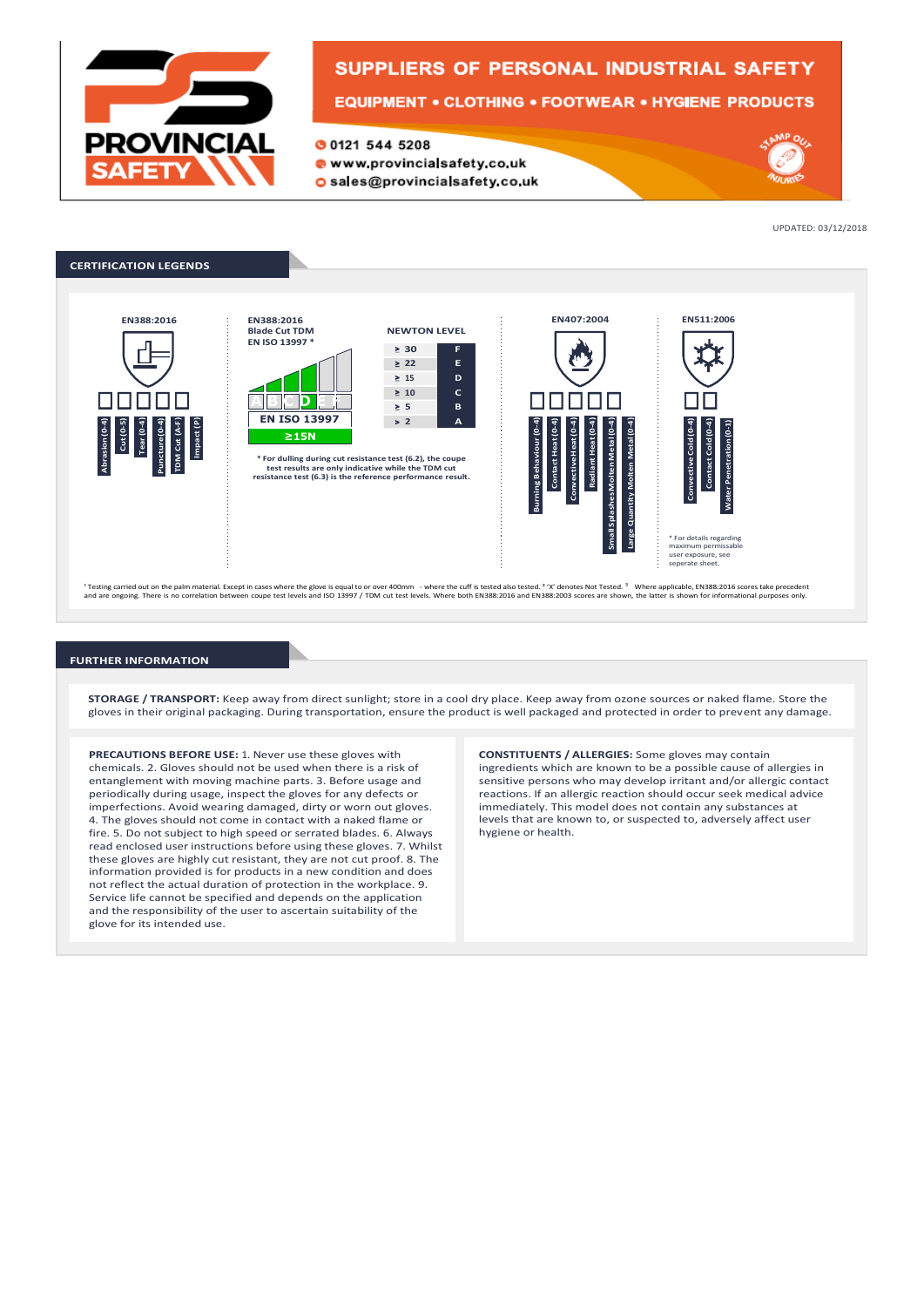# PROVINCIAL SAFETY

**SUPPLIERS OF PERSONAL INDUSTRIAL SAFETY**

**EQUIPMENT • CLOTHING • FOOTWEAR • HYGIENE PRODUCTS**

0121 544 5208
www.provincialsafety.co.uk
sales@provincialsafety.co.uk

STAMP OUT INJURIES

UPDATED: 03/12/2018

## CERTIFICATION LEGENDS

**EN388:2016**

Abrasion (0-4)
Cut (0-5)
Tear (0-4)
Puncture (0-4)
TDM Cut (A-F)
Impact (P)

**EN388:2016**
**Blade Cut TDM**
**EN ISO 13997 ***

A B C D E F

EN ISO 13997

≥15N

**NEWTON LEVEL**

| | |
|---|---|
| ≥ 30 | F |
| ≥ 22 | E |
| ≥ 15 | D |
| ≥ 10 | C |
| ≥ 5 | B |
| > 2 | A |

* For dulling during cut resistance test (6.2), the coupe test results are only indicative while the TDM cut resistance test (6.3) is the reference performance result.

**EN407:2004**

Burning Behaviour (0-4)
Contact Heat (0-4)
Convective Heat (0-4)
Radiant Heat (0-4)
Small Splashes Molten Metal (0-4)
Large Quantity Molten Metal (0-4)

**EN511:2006**

Convective Cold (0-4)
Contact Cold (0-4)
Water Penetration (0-1)

* For details regarding maximum permissable user exposure, see seperate sheet.

[1] Testing carried out on the palm material. Except in cases where the glove is equal to or over 400mm - where the cuff is tested also tested. [2] 'X' denotes Not Tested. [3] Where applicable, EN388:2016 scores take precedent and are ongoing. There is no correlation between coupe test levels and ISO 13997 / TDM cut test levels. Where both EN388:2016 and EN388:2003 scores are shown, the latter is shown for informational purposes only.

## FURTHER INFORMATION

**STORAGE / TRANSPORT:** Keep away from direct sunlight; store in a cool dry place. Keep away from ozone sources or naked flame. Store the gloves in their original packaging. During transportation, ensure the product is well packaged and protected in order to prevent any damage.

**PRECAUTIONS BEFORE USE:** 1. Never use these gloves with chemicals. 2. Gloves should not be used when there is a risk of entanglement with moving machine parts. 3. Before usage and periodically during usage, inspect the gloves for any defects or imperfections. Avoid wearing damaged, dirty or worn out gloves. 4. The gloves should not come in contact with a naked flame or fire. 5. Do not subject to high speed or serrated blades. 6. Always read enclosed user instructions before using these gloves. 7. Whilst these gloves are highly cut resistant, they are not cut proof. 8. The information provided is for products in a new condition and does not reflect the actual duration of protection in the workplace. 9. Service life cannot be specified and depends on the application and the responsibility of the user to ascertain suitability of the glove for its intended use.

**CONSTITUENTS / ALLERGIES:** Some gloves may contain ingredients which are known to be a possible cause of allergies in sensitive persons who may develop irritant and/or allergic contact reactions. If an allergic reaction should occur seek medical advice immediately. This model does not contain any substances at levels that are known to, or suspected to, adversely affect user hygiene or health.